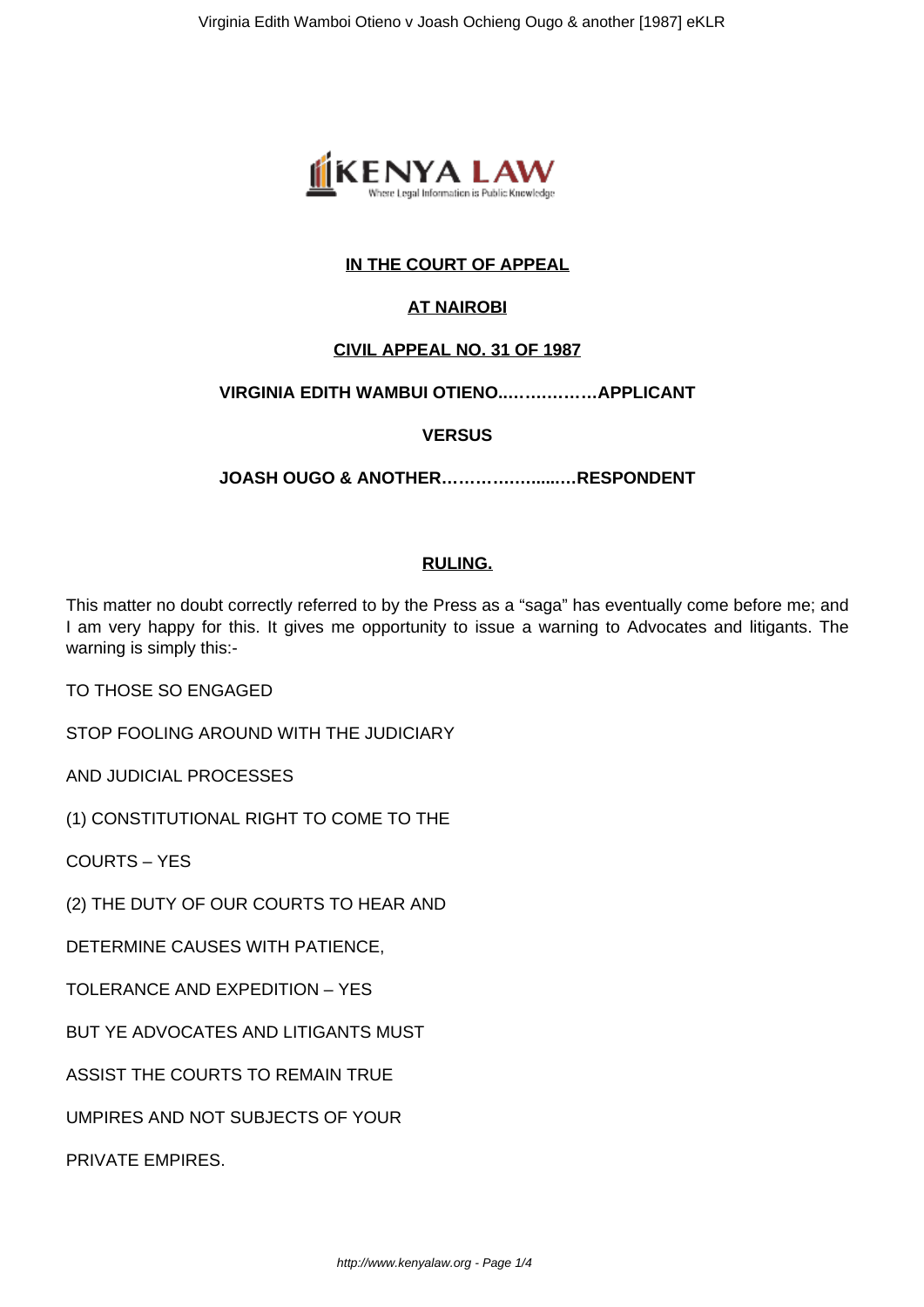**IN THE COURT OF APPEAL**

**AT NAIROBI**

**CIVIL APPEAL NO. 31 OF 1987**

**VIRGINIA EDITH WAMBUI OTIENO..……………APPLICANT**

**VERSUS**

**JOASH OUGO & ANOTHER………….…....….RESPONDENT**

**RULING.**

This matter no doubt correctly referred to by the Press as a "saga" has eventually come before me; and I am very happy for this. It gives me opportunity to issue a warning to Advocates and litigants. The warning is simply this:-

TO THOSE SO ENGAGED

STOP FOOLING AROUND WITH THE JUDICIARY

AND JUDICIAL PROCESSES

(1) CONSTITUTIONAL RIGHT TO COME TO THE

COURTS – YES

(2) THE DUTY OF OUR COURTS TO HEAR AND

DETERMINE CAUSES WITH PATIENCE,

TOLERANCE AND EXPEDITION – YES

BUT YE ADVOCATES AND LITIGANTS MUST

ASSIST THE COURTS TO REMAIN TRUE

UMPIRES AND NOT SUBJECTS OF YOUR

PRIVATE EMPIRES.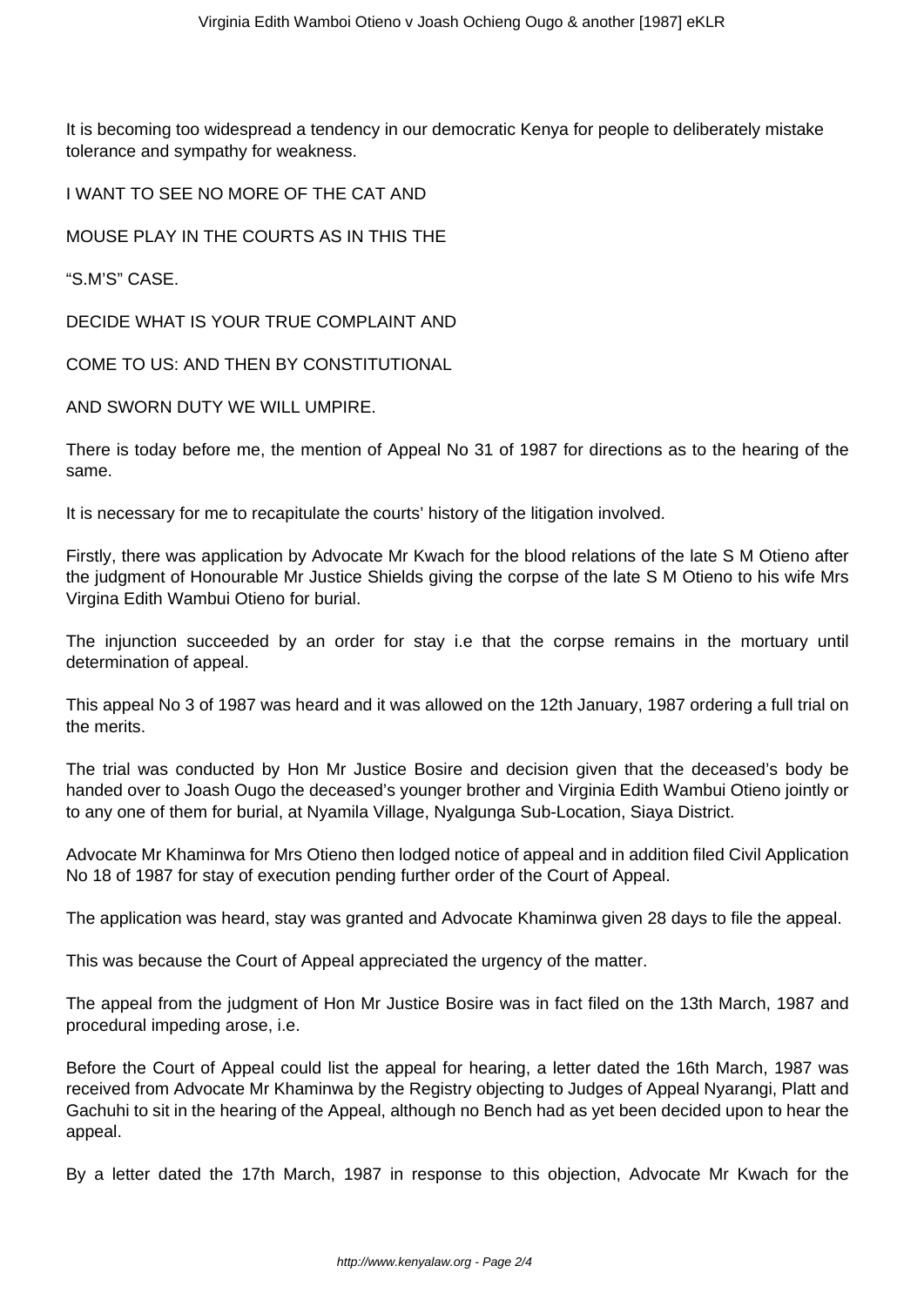It is becoming too widespread a tendency in our democratic Kenya for people to deliberately mistake tolerance and sympathy for weakness.

I WANT TO SEE NO MORE OF THE CAT AND

MOUSE PLAY IN THE COURTS AS IN THIS THE

"S.M'S" CASE.

DECIDE WHAT IS YOUR TRUE COMPLAINT AND

COME TO US: AND THEN BY CONSTITUTIONAL

AND SWORN DUTY WE WILL UMPIRE.

There is today before me, the mention of Appeal No 31 of 1987 for directions as to the hearing of the same.

It is necessary for me to recapitulate the courts' history of the litigation involved.

Firstly, there was application by Advocate Mr Kwach for the blood relations of the late S M Otieno after the judgment of Honourable Mr Justice Shields giving the corpse of the late S M Otieno to his wife Mrs Virgina Edith Wambui Otieno for burial.

The injunction succeeded by an order for stay i.e that the corpse remains in the mortuary until determination of appeal.

This appeal No 3 of 1987 was heard and it was allowed on the 12th January, 1987 ordering a full trial on the merits.

The trial was conducted by Hon Mr Justice Bosire and decision given that the deceased's body be handed over to Joash Ougo the deceased's younger brother and Virginia Edith Wambui Otieno jointly or to any one of them for burial, at Nyamila Village, Nyalgunga Sub-Location, Siaya District.

Advocate Mr Khaminwa for Mrs Otieno then lodged notice of appeal and in addition filed Civil Application No 18 of 1987 for stay of execution pending further order of the Court of Appeal.

The application was heard, stay was granted and Advocate Khaminwa given 28 days to file the appeal.

This was because the Court of Appeal appreciated the urgency of the matter.

The appeal from the judgment of Hon Mr Justice Bosire was in fact filed on the 13th March, 1987 and procedural impeding arose, i.e.

Before the Court of Appeal could list the appeal for hearing, a letter dated the 16th March, 1987 was received from Advocate Mr Khaminwa by the Registry objecting to Judges of Appeal Nyarangi, Platt and Gachuhi to sit in the hearing of the Appeal, although no Bench had as yet been decided upon to hear the appeal.

By a letter dated the 17th March, 1987 in response to this objection, Advocate Mr Kwach for the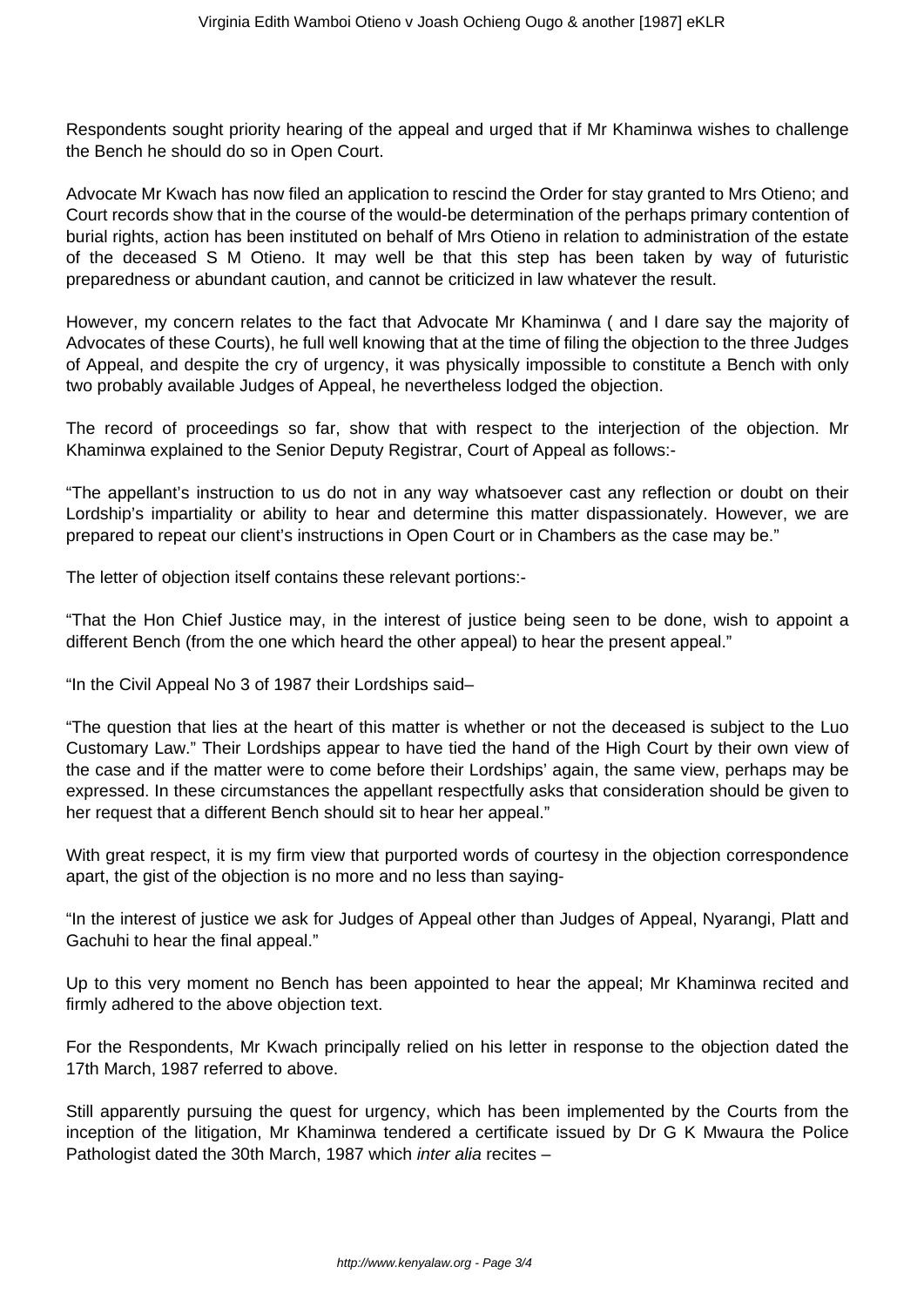Respondents sought priority hearing of the appeal and urged that if Mr Khaminwa wishes to challenge the Bench he should do so in Open Court.

Advocate Mr Kwach has now filed an application to rescind the Order for stay granted to Mrs Otieno; and Court records show that in the course of the would-be determination of the perhaps primary contention of burial rights, action has been instituted on behalf of Mrs Otieno in relation to administration of the estate of the deceased S M Otieno. It may well be that this step has been taken by way of futuristic preparedness or abundant caution, and cannot be criticized in law whatever the result.

However, my concern relates to the fact that Advocate Mr Khaminwa ( and I dare say the majority of Advocates of these Courts), he full well knowing that at the time of filing the objection to the three Judges of Appeal, and despite the cry of urgency, it was physically impossible to constitute a Bench with only two probably available Judges of Appeal, he nevertheless lodged the objection.

The record of proceedings so far, show that with respect to the interjection of the objection. Mr Khaminwa explained to the Senior Deputy Registrar, Court of Appeal as follows:-

"The appellant's instruction to us do not in any way whatsoever cast any reflection or doubt on their Lordship's impartiality or ability to hear and determine this matter dispassionately. However, we are prepared to repeat our client's instructions in Open Court or in Chambers as the case may be."

The letter of objection itself contains these relevant portions:-

"That the Hon Chief Justice may, in the interest of justice being seen to be done, wish to appoint a different Bench (from the one which heard the other appeal) to hear the present appeal."

"In the Civil Appeal No 3 of 1987 their Lordships said–

"The question that lies at the heart of this matter is whether or not the deceased is subject to the Luo Customary Law." Their Lordships appear to have tied the hand of the High Court by their own view of the case and if the matter were to come before their Lordships' again, the same view, perhaps may be expressed. In these circumstances the appellant respectfully asks that consideration should be given to her request that a different Bench should sit to hear her appeal."

With great respect, it is my firm view that purported words of courtesy in the objection correspondence apart, the gist of the objection is no more and no less than saying-

"In the interest of justice we ask for Judges of Appeal other than Judges of Appeal, Nyarangi, Platt and Gachuhi to hear the final appeal."

Up to this very moment no Bench has been appointed to hear the appeal; Mr Khaminwa recited and firmly adhered to the above objection text.

For the Respondents, Mr Kwach principally relied on his letter in response to the objection dated the 17th March, 1987 referred to above.

Still apparently pursuing the quest for urgency, which has been implemented by the Courts from the inception of the litigation, Mr Khaminwa tendered a certificate issued by Dr G K Mwaura the Police Pathologist dated the 30th March, 1987 which *inter alia* recites –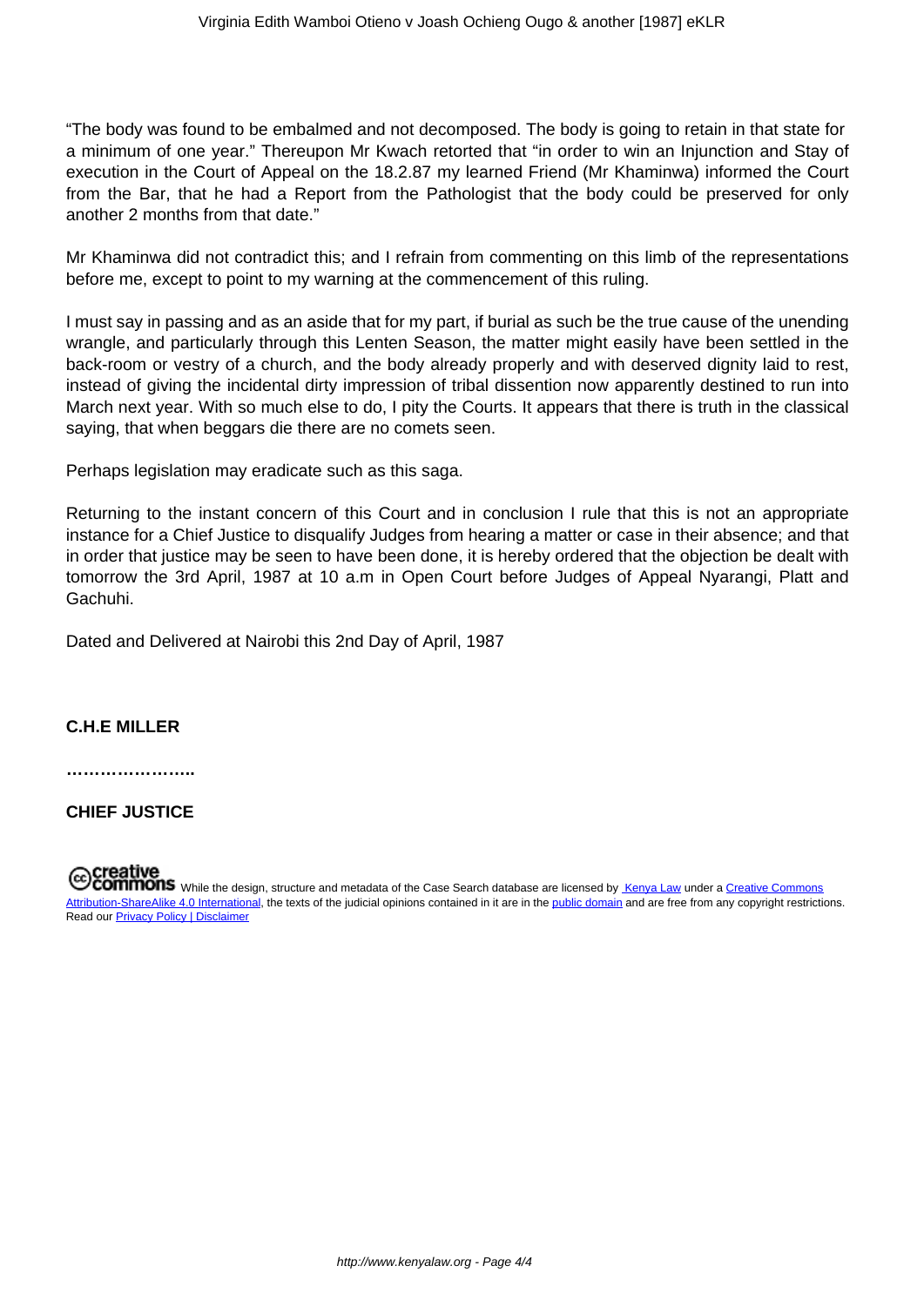"The body was found to be embalmed and not decomposed. The body is going to retain in that state for a minimum of one year." Thereupon Mr Kwach retorted that "in order to win an Injunction and Stay of execution in the Court of Appeal on the 18.2.87 my learned Friend (Mr Khaminwa) informed the Court from the Bar, that he had a Report from the Pathologist that the body could be preserved for only another 2 months from that date."

Mr Khaminwa did not contradict this; and I refrain from commenting on this limb of the representations before me, except to point to my warning at the commencement of this ruling.

I must say in passing and as an aside that for my part, if burial as such be the true cause of the unending wrangle, and particularly through this Lenten Season, the matter might easily have been settled in the back-room or vestry of a church, and the body already properly and with deserved dignity laid to rest, instead of giving the incidental dirty impression of tribal dissention now apparently destined to run into March next year. With so much else to do, I pity the Courts. It appears that there is truth in the classical saying, that when beggars die there are no comets seen.

Perhaps legislation may eradicate such as this saga.

Returning to the instant concern of this Court and in conclusion I rule that this is not an appropriate instance for a Chief Justice to disqualify Judges from hearing a matter or case in their absence; and that in order that justice may be seen to have been done, it is hereby ordered that the objection be dealt with tomorrow the 3rd April, 1987 at 10 a.m in Open Court before Judges of Appeal Nyarangi, Platt and Gachuhi.

Dated and Delivered at Nairobi this 2nd Day of April, 1987

**C.H.E MILLER**

**…………………..**

**CHIEF JUSTICE**

While the design, structure and metadata of the Case Search database are licensed by Kenya Law under a Creative Commons Attribution-ShareAlike 4.0 International, the texts of the judicial opinions contained in it are in the public domain and are free from any copyright restrictions. Read our Privacy Policy | Disclaimer